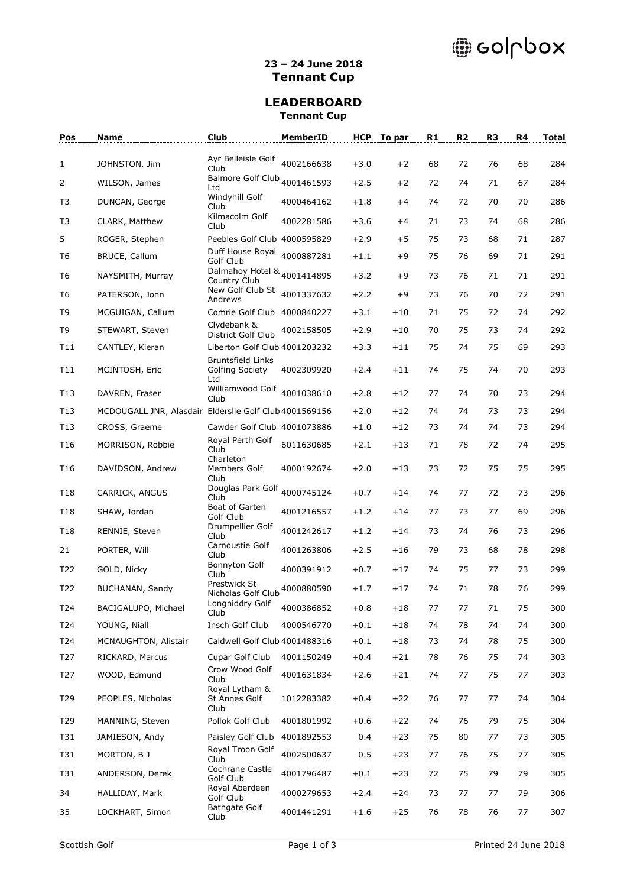**23 – 24 June 2018**
**Tennant Cup**

## LEADERBOARD

**Tennant Cup**

| Pos | Name | Club | MemberID | HCP | To par | R1 | R2 | R3 | R4 | Total |
|---|---|---|---|---|---|---|---|---|---|---|
| 1 | JOHNSTON, Jim | Ayr Belleisle Golf Club | 4002166638 | +3.0 | +2 | 68 | 72 | 76 | 68 | 284 |
| 2 | WILSON, James | Balmore Golf Club Ltd | 4001461593 | +2.5 | +2 | 72 | 74 | 71 | 67 | 284 |
| T3 | DUNCAN, George | Windyhill Golf Club | 4000464162 | +1.8 | +4 | 74 | 72 | 70 | 70 | 286 |
| T3 | CLARK, Matthew | Kilmacolm Golf Club | 4002281586 | +3.6 | +4 | 71 | 73 | 74 | 68 | 286 |
| 5 | ROGER, Stephen | Peebles Golf Club | 4000595829 | +2.9 | +5 | 75 | 73 | 68 | 71 | 287 |
| T6 | BRUCE, Callum | Duff House Royal Golf Club | 4000887281 | +1.1 | +9 | 75 | 76 | 69 | 71 | 291 |
| T6 | NAYSMITH, Murray | Dalmahoy Hotel & Country Club | 4001414895 | +3.2 | +9 | 73 | 76 | 71 | 71 | 291 |
| T6 | PATERSON, John | New Golf Club St Andrews | 4001337632 | +2.2 | +9 | 73 | 76 | 70 | 72 | 291 |
| T9 | MCGUIGAN, Callum | Comrie Golf Club | 4000840227 | +3.1 | +10 | 71 | 75 | 72 | 74 | 292 |
| T9 | STEWART, Steven | Clydebank & District Golf Club | 4002158505 | +2.9 | +10 | 70 | 75 | 73 | 74 | 292 |
| T11 | CANTLEY, Kieran | Liberton Golf Club | 4001203232 | +3.3 | +11 | 75 | 74 | 75 | 69 | 293 |
| T11 | MCINTOSH, Eric | Bruntsfield Links Golfing Society Ltd | 4002309920 | +2.4 | +11 | 74 | 75 | 74 | 70 | 293 |
| T13 | DAVREN, Fraser | Williamwood Golf Club | 4001038610 | +2.8 | +12 | 77 | 74 | 70 | 73 | 294 |
| T13 | MCDOUGALL JNR, Alasdair | Elderslie Golf Club | 4001569156 | +2.0 | +12 | 74 | 74 | 73 | 73 | 294 |
| T13 | CROSS, Graeme | Cawder Golf Club | 4001073886 | +1.0 | +12 | 73 | 74 | 74 | 73 | 294 |
| T16 | MORRISON, Robbie | Royal Perth Golf Club | 6011630685 | +2.1 | +13 | 71 | 78 | 72 | 74 | 295 |
| T16 | DAVIDSON, Andrew | Charleton Members Golf Club | 4000192674 | +2.0 | +13 | 73 | 72 | 75 | 75 | 295 |
| T18 | CARRICK, ANGUS | Douglas Park Golf Club | 4000745124 | +0.7 | +14 | 74 | 77 | 72 | 73 | 296 |
| T18 | SHAW, Jordan | Boat of Garten Golf Club | 4001216557 | +1.2 | +14 | 77 | 73 | 77 | 69 | 296 |
| T18 | RENNIE, Steven | Drumpellier Golf Club | 4001242617 | +1.2 | +14 | 73 | 74 | 76 | 73 | 296 |
| 21 | PORTER, Will | Carnoustie Golf Club | 4001263806 | +2.5 | +16 | 79 | 73 | 68 | 78 | 298 |
| T22 | GOLD, Nicky | Bonnyton Golf Club | 4000391912 | +0.7 | +17 | 74 | 75 | 77 | 73 | 299 |
| T22 | BUCHANAN, Sandy | Prestwick St Nicholas Golf Club | 4000880590 | +1.7 | +17 | 74 | 71 | 78 | 76 | 299 |
| T24 | BACIGALUPO, Michael | Longniddry Golf Club | 4000386852 | +0.8 | +18 | 77 | 77 | 71 | 75 | 300 |
| T24 | YOUNG, Niall | Insch Golf Club | 4000546770 | +0.1 | +18 | 74 | 78 | 74 | 74 | 300 |
| T24 | MCNAUGHTON, Alistair | Caldwell Golf Club | 4001488316 | +0.1 | +18 | 73 | 74 | 78 | 75 | 300 |
| T27 | RICKARD, Marcus | Cupar Golf Club | 4001150249 | +0.4 | +21 | 78 | 76 | 75 | 74 | 303 |
| T27 | WOOD, Edmund | Crow Wood Golf Club | 4001631834 | +2.6 | +21 | 74 | 77 | 75 | 77 | 303 |
| T29 | PEOPLES, Nicholas | Royal Lytham & St Annes Golf Club | 1012283382 | +0.4 | +22 | 76 | 77 | 77 | 74 | 304 |
| T29 | MANNING, Steven | Pollok Golf Club | 4001801992 | +0.6 | +22 | 74 | 76 | 79 | 75 | 304 |
| T31 | JAMIESON, Andy | Paisley Golf Club | 4001892553 | 0.4 | +23 | 75 | 80 | 77 | 73 | 305 |
| T31 | MORTON, B J | Royal Troon Golf Club | 4002500637 | 0.5 | +23 | 77 | 76 | 75 | 77 | 305 |
| T31 | ANDERSON, Derek | Cochrane Castle Golf Club | 4001796487 | +0.1 | +23 | 72 | 75 | 79 | 79 | 305 |
| 34 | HALLIDAY, Mark | Royal Aberdeen Golf Club | 4000279653 | +2.4 | +24 | 73 | 77 | 77 | 79 | 306 |
| 35 | LOCKHART, Simon | Bathgate Golf Club | 4001441291 | +1.6 | +25 | 76 | 78 | 76 | 77 | 307 |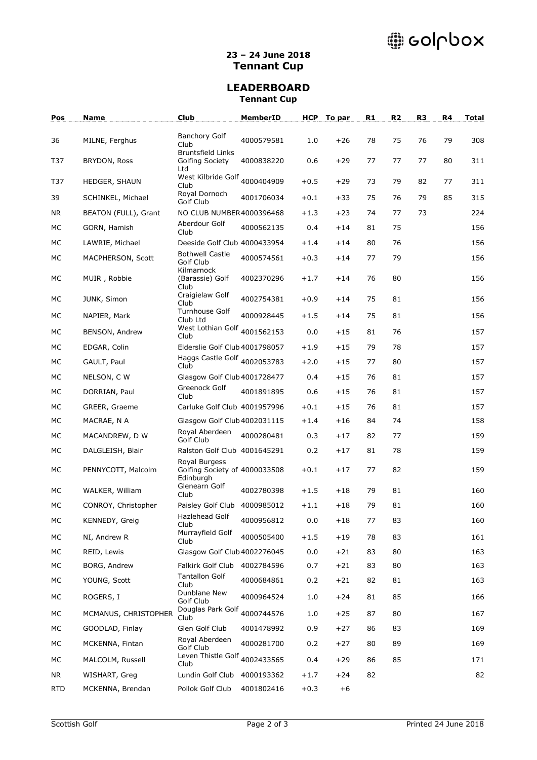**23 – 24 June 2018**
**Tennant Cup**

## LEADERBOARD

**Tennant Cup**

| Pos | Name | Club | MemberID | HCP | To par | R1 | R2 | R3 | R4 | Total |
|---|---|---|---|---|---|---|---|---|---|---|
| 36 | MILNE, Ferghus | Banchory Golf Club | 4000579581 | 1.0 | +26 | 78 | 75 | 76 | 79 | 308 |
| T37 | BRYDON, Ross | Bruntsfield Links Golfing Society Ltd | 4000838220 | 0.6 | +29 | 77 | 77 | 77 | 80 | 311 |
| T37 | HEDGER, SHAUN | West Kilbride Golf Club | 4000404909 | +0.5 | +29 | 73 | 79 | 82 | 77 | 311 |
| 39 | SCHINKEL, Michael | Royal Dornoch Golf Club | 4001706034 | +0.1 | +33 | 75 | 76 | 79 | 85 | 315 |
| NR | BEATON (FULL), Grant | NO CLUB NUMBER | 4000396468 | +1.3 | +23 | 74 | 77 | 73 | | 224 |
| MC | GORN, Hamish | Aberdour Golf Club | 4000562135 | 0.4 | +14 | 81 | 75 | | | 156 |
| MC | LAWRIE, Michael | Deeside Golf Club | 4000433954 | +1.4 | +14 | 80 | 76 | | | 156 |
| MC | MACPHERSON, Scott | Bothwell Castle Golf Club | 4000574561 | +0.3 | +14 | 77 | 79 | | | 156 |
| MC | MUIR , Robbie | Kilmarnock (Barassie) Golf Club | 4002370296 | +1.7 | +14 | 76 | 80 | | | 156 |
| MC | JUNK, Simon | Craigielaw Golf Club | 4002754381 | +0.9 | +14 | 75 | 81 | | | 156 |
| MC | NAPIER, Mark | Turnhouse Golf Club Ltd | 4000928445 | +1.5 | +14 | 75 | 81 | | | 156 |
| MC | BENSON, Andrew | West Lothian Golf Club | 4001562153 | 0.0 | +15 | 81 | 76 | | | 157 |
| MC | EDGAR, Colin | Elderslie Golf Club | 4001798057 | +1.9 | +15 | 79 | 78 | | | 157 |
| MC | GAULT, Paul | Haggs Castle Golf Club | 4002053783 | +2.0 | +15 | 77 | 80 | | | 157 |
| MC | NELSON, C W | Glasgow Golf Club | 4001728477 | 0.4 | +15 | 76 | 81 | | | 157 |
| MC | DORRIAN, Paul | Greenock Golf Club | 4001891895 | 0.6 | +15 | 76 | 81 | | | 157 |
| MC | GREER, Graeme | Carluke Golf Club | 4001957996 | +0.1 | +15 | 76 | 81 | | | 157 |
| MC | MACRAE, N A | Glasgow Golf Club | 4002031115 | +1.4 | +16 | 84 | 74 | | | 158 |
| MC | MACANDREW, D W | Royal Aberdeen Golf Club | 4000280481 | 0.3 | +17 | 82 | 77 | | | 159 |
| MC | DALGLEISH, Blair | Ralston Golf Club | 4001645291 | 0.2 | +17 | 81 | 78 | | | 159 |
| MC | PENNYCOTT, Malcolm | Royal Burgess Golfing Society of Edinburgh | 4000033508 | +0.1 | +17 | 77 | 82 | | | 159 |
| MC | WALKER, William | Glenearn Golf Club | 4002780398 | +1.5 | +18 | 79 | 81 | | | 160 |
| MC | CONROY, Christopher | Paisley Golf Club | 4000985012 | +1.1 | +18 | 79 | 81 | | | 160 |
| MC | KENNEDY, Greig | Hazlehead Golf Club | 4000956812 | 0.0 | +18 | 77 | 83 | | | 160 |
| MC | NI, Andrew R | Murrayfield Golf Club | 4000505400 | +1.5 | +19 | 78 | 83 | | | 161 |
| MC | REID, Lewis | Glasgow Golf Club | 4002276045 | 0.0 | +21 | 83 | 80 | | | 163 |
| MC | BORG, Andrew | Falkirk Golf Club | 4002784596 | 0.7 | +21 | 83 | 80 | | | 163 |
| MC | YOUNG, Scott | Tantallon Golf Club | 4000684861 | 0.2 | +21 | 82 | 81 | | | 163 |
| MC | ROGERS, I | Dunblane New Golf Club | 4000964524 | 1.0 | +24 | 81 | 85 | | | 166 |
| MC | MCMANUS, CHRISTOPHER | Douglas Park Golf Club | 4000744576 | 1.0 | +25 | 87 | 80 | | | 167 |
| MC | GOODLAD, Finlay | Glen Golf Club | 4001478992 | 0.9 | +27 | 86 | 83 | | | 169 |
| MC | MCKENNA, Fintan | Royal Aberdeen Golf Club | 4000281700 | 0.2 | +27 | 80 | 89 | | | 169 |
| MC | MALCOLM, Russell | Leven Thistle Golf Club | 4002433565 | 0.4 | +29 | 86 | 85 | | | 171 |
| NR | WISHART, Greg | Lundin Golf Club | 4000193362 | +1.7 | +24 | 82 | | | | 82 |
| RTD | MCKENNA, Brendan | Pollok Golf Club | 4001802416 | +0.3 | +6 | | | | | |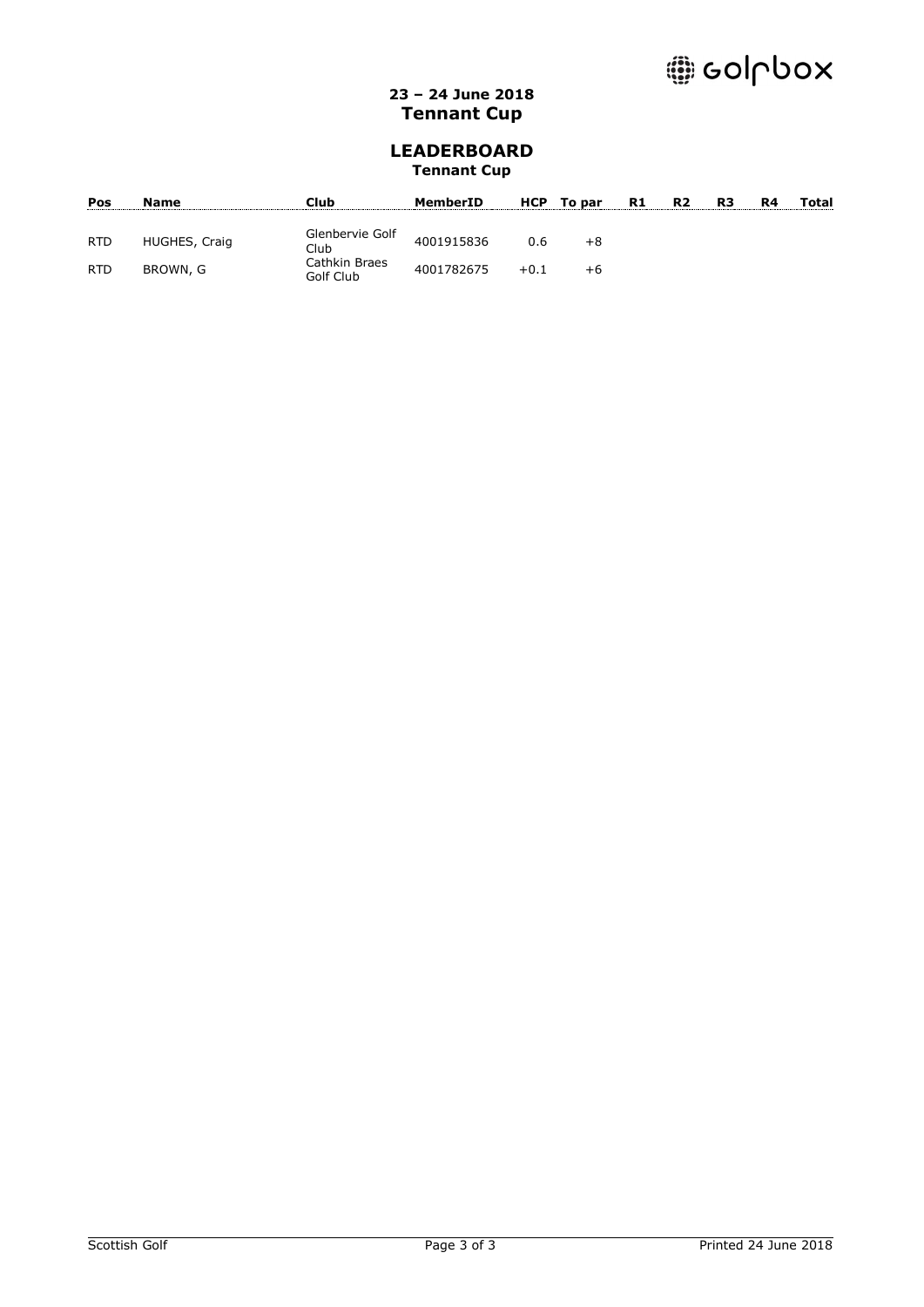**23 – 24 June 2018**
**Tennant Cup**

## LEADERBOARD

**Tennant Cup**

| Pos | Name | Club | MemberID | HCP | To par | R1 | R2 | R3 | R4 | Total |
|---|---|---|---|---|---|---|---|---|---|---|
| RTD | HUGHES, Craig | Glenbervie Golf Club | 4001915836 | 0.6 | +8 | | | | | |
| RTD | BROWN, G | Cathkin Braes Golf Club | 4001782675 | +0.1 | +6 | | | | | |

Scottish Golf — Printed 24 June 2018